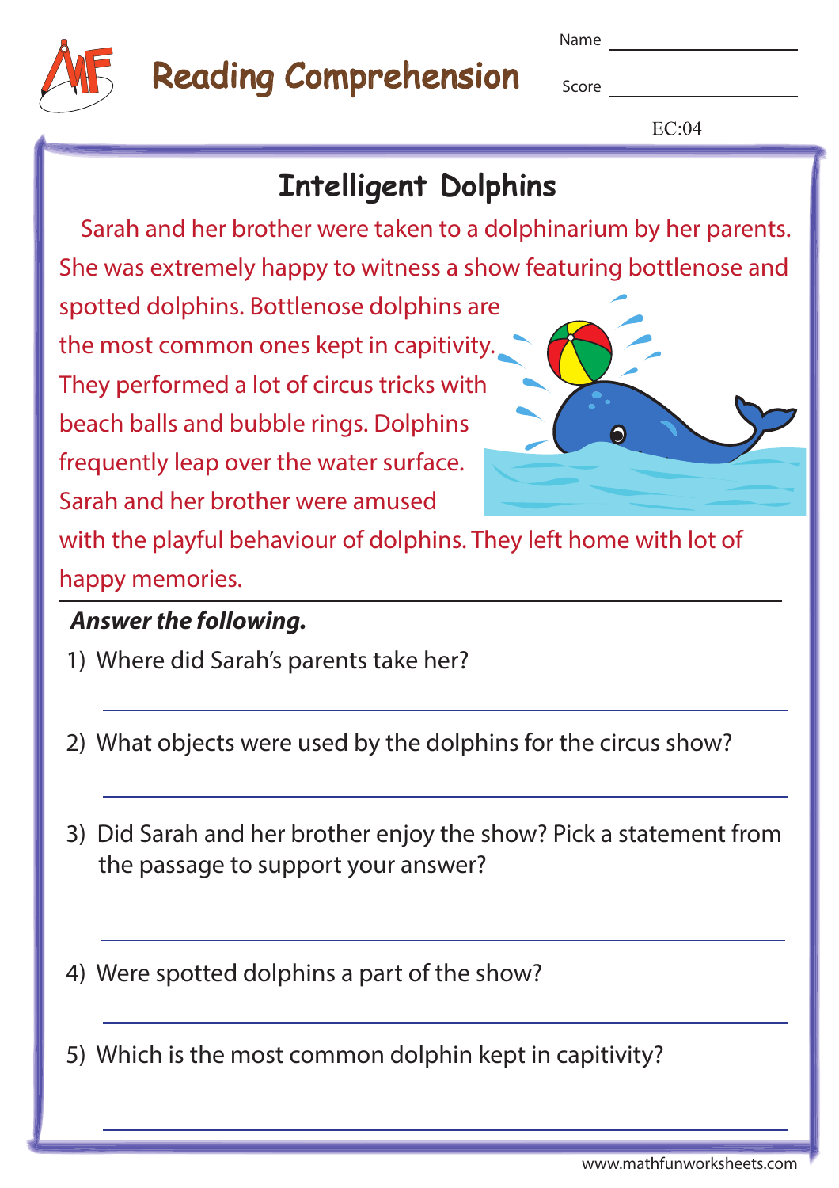# Reading Comprehension

Name ____________________

Score ____________________

EC:04

## Intelligent Dolphins

Sarah and her brother were taken to a dolphinarium by her parents. She was extremely happy to witness a show featuring bottlenose and spotted dolphins. Bottlenose dolphins are the most common ones kept in capitivity. They performed a lot of circus tricks with beach balls and bubble rings. Dolphins frequently leap over the water surface. Sarah and her brother were amused with the playful behaviour of dolphins. They left home with lot of happy memories.

***Answer the following.***

1) Where did Sarah's parents take her?

____________________________________________

2) What objects were used by the dolphins for the circus show?

____________________________________________

3) Did Sarah and her brother enjoy the show? Pick a statement from the passage to support your answer?

____________________________________________

4) Were spotted dolphins a part of the show?

____________________________________________

5) Which is the most common dolphin kept in capitivity?

____________________________________________

www.mathfunworksheets.com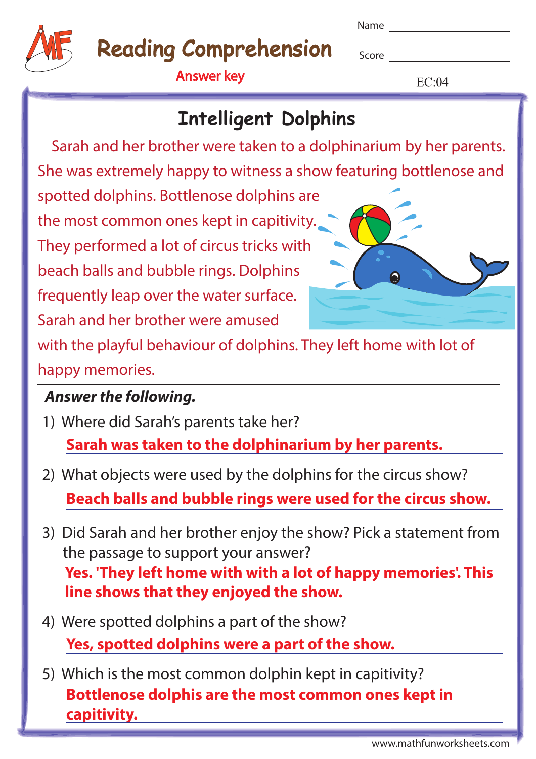# Reading Comprehension

Answer key

Name ______________

Score ______________

EC:04

## Intelligent Dolphins

Sarah and her brother were taken to a dolphinarium by her parents. She was extremely happy to witness a show featuring bottlenose and spotted dolphins. Bottlenose dolphins are the most common ones kept in capitivity. They performed a lot of circus tricks with beach balls and bubble rings. Dolphins frequently leap over the water surface. Sarah and her brother were amused with the playful behaviour of dolphins. They left home with lot of happy memories.

***Answer the following.***

1) Where did Sarah's parents take her?

   **Sarah was taken to the dolphinarium by her parents.**

2) What objects were used by the dolphins for the circus show?

   **Beach balls and bubble rings were used for the circus show.**

3) Did Sarah and her brother enjoy the show? Pick a statement from the passage to support your answer?

   **Yes. 'They left home with with a lot of happy memories'. This line shows that they enjoyed the show.**

4) Were spotted dolphins a part of the show?

   **Yes, spotted dolphins were a part of the show.**

5) Which is the most common dolphin kept in capitivity?

   **Bottlenose dolphis are the most common ones kept in capitivity.**